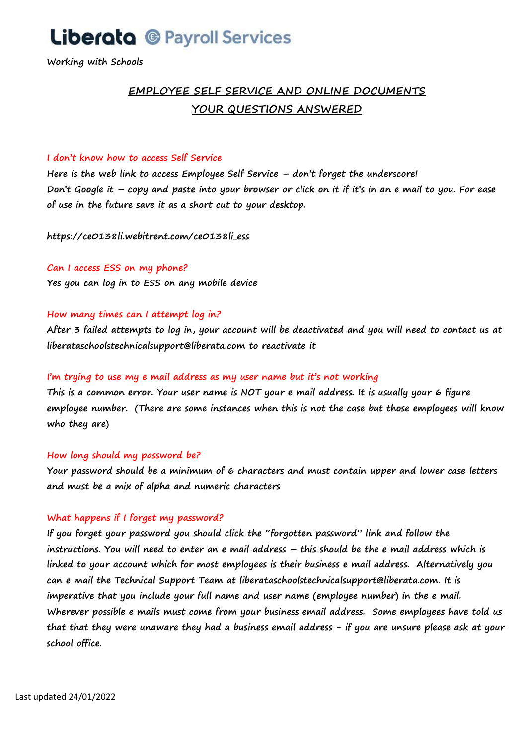# Liberata Payroll Services

Working with Schools

## EMPLOYEE SELF SERVICE AND ONLINE DOCUMENTS

## YOUR QUESTIONS ANSWERED

### I don't know how to access Self Service

**Here is the web link to access Employee Self Service – don't forget the underscore!**
**Don't Google it – copy and paste into your browser or click on it if it's in an e mail to you. For ease of use in the future save it as a short cut to your desktop.**

**https://ce0138li.webitrent.com/ce0138li_ess**

### Can I access ESS on my phone?

**Yes you can log in to ESS on any mobile device**

### How many times can I attempt log in?

**After 3 failed attempts to log in, your account will be deactivated and you will need to contact us at liberataschoolstechnicalsupport@liberata.com to reactivate it**

### I'm trying to use my e mail address as my user name but it's not working

**This is a common error. Your user name is NOT your e mail address. It is usually your 6 figure employee number. (There are some instances when this is not the case but those employees will know who they are)**

### How long should my password be?

**Your password should be a minimum of 6 characters and must contain upper and lower case letters and must be a mix of alpha and numeric characters**

### What happens if I forget my password?

**If you forget your password you should click the "forgotten password" link and follow the instructions. You will need to enter an e mail address – this should be the e mail address which is linked to your account which for most employees is their business e mail address. Alternatively you can e mail the Technical Support Team at liberataschoolstechnicalsupport@liberata.com. It is imperative that you include your full name and user name (employee number) in the e mail. Wherever possible e mails must come from your business email address. Some employees have told us that that they were unaware they had a business email address - if you are unsure please ask at your school office.**

Last updated 24/01/2022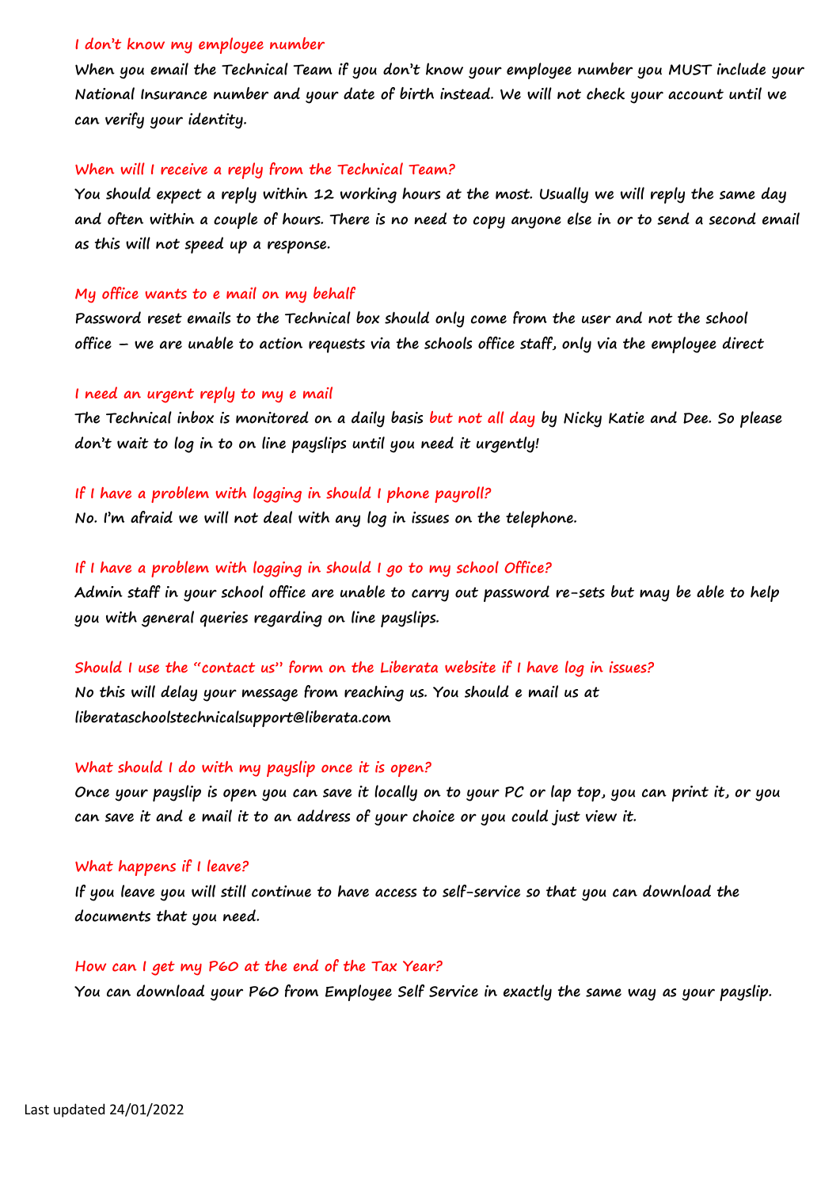### I don't know my employee number

**When you email the Technical Team if you don't know your employee number you MUST include your National Insurance number and your date of birth instead. We will not check your account until we can verify your identity.**

### When will I receive a reply from the Technical Team?

**You should expect a reply within 12 working hours at the most. Usually we will reply the same day and often within a couple of hours. There is no need to copy anyone else in or to send a second email as this will not speed up a response.**

### My office wants to e mail on my behalf

**Password reset emails to the Technical box should only come from the user and not the school office – we are unable to action requests via the schools office staff, only via the employee direct**

### I need an urgent reply to my e mail

**The Technical inbox is monitored on a daily basis but not all day by Nicky Katie and Dee. So please don't wait to log in to on line payslips until you need it urgently!**

### If I have a problem with logging in should I phone payroll?

**No. I'm afraid we will not deal with any log in issues on the telephone.**

### If I have a problem with logging in should I go to my school Office?

**Admin staff in your school office are unable to carry out password re-sets but may be able to help you with general queries regarding on line payslips.**

### Should I use the "contact us" form on the Liberata website if I have log in issues?

**No this will delay your message from reaching us. You should e mail us at liberataschoolstechnicalsupport@liberata.com**

### What should I do with my payslip once it is open?

**Once your payslip is open you can save it locally on to your PC or lap top, you can print it, or you can save it and e mail it to an address of your choice or you could just view it.**

### What happens if I leave?

**If you leave you will still continue to have access to self-service so that you can download the documents that you need.**

### How can I get my P60 at the end of the Tax Year?

**You can download your P60 from Employee Self Service in exactly the same way as your payslip.**

Last updated 24/01/2022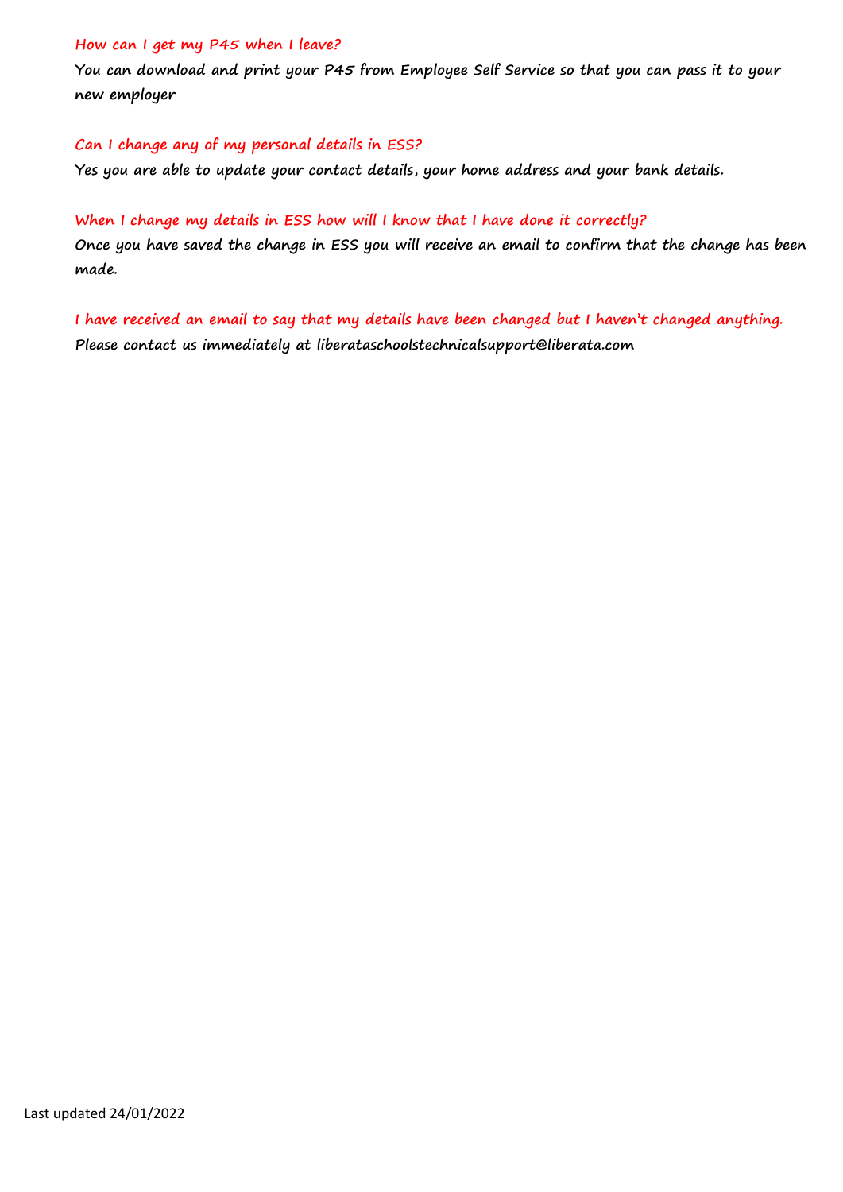**How can I get my P45 when I leave?**

**You can download and print your P45 from Employee Self Service so that you can pass it to your new employer**

**Can I change any of my personal details in ESS?**

**Yes you are able to update your contact details, your home address and your bank details.**

**When I change my details in ESS how will I know that I have done it correctly?**

**Once you have saved the change in ESS you will receive an email to confirm that the change has been made.**

**I have received an email to say that my details have been changed but I haven't changed anything.**

**Please contact us immediately at liberataschoolstechnicalsupport@liberata.com**

Last updated 24/01/2022